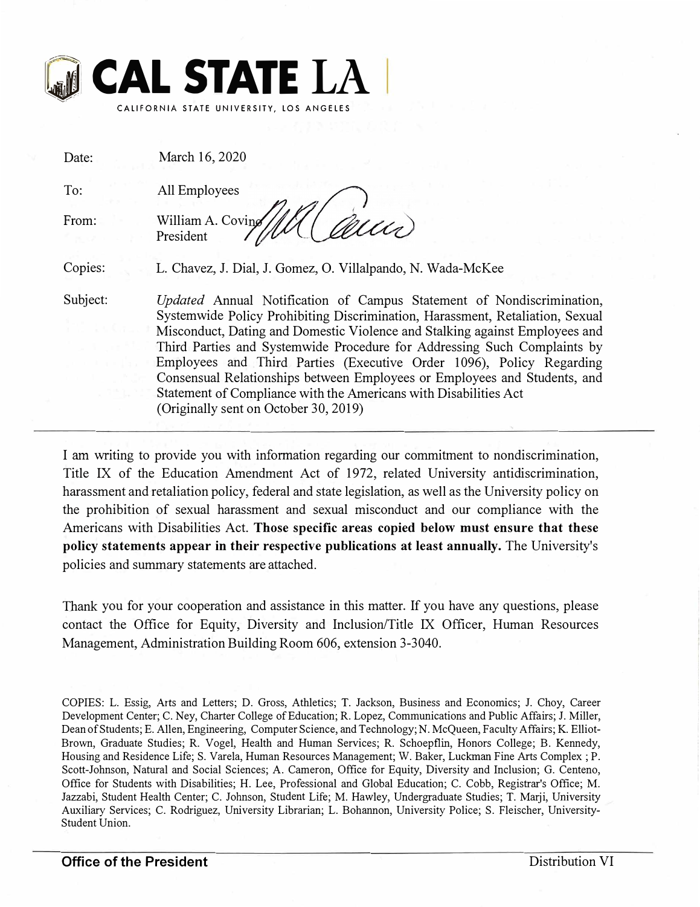# CAL STATE LA

CALIFORNIA STATE UNIVERSITY, LOS ANGELES

| | |
|---|---|
| Date: | March 16, 2020 |
| To: | All Employees |
| From: | William A. Covino, President |
| Copies: | L. Chavez, J. Dial, J. Gomez, O. Villalpando, N. Wada-McKee |
| Subject: | *Updated* Annual Notification of Campus Statement of Nondiscrimination, Systemwide Policy Prohibiting Discrimination, Harassment, Retaliation, Sexual Misconduct, Dating and Domestic Violence and Stalking against Employees and Third Parties and Systemwide Procedure for Addressing Such Complaints by Employees and Third Parties (Executive Order 1096), Policy Regarding Consensual Relationships between Employees or Employees and Students, and Statement of Compliance with the Americans with Disabilities Act (Originally sent on October 30, 2019) |

---

I am writing to provide you with information regarding our commitment to nondiscrimination, Title IX of the Education Amendment Act of 1972, related University antidiscrimination, harassment and retaliation policy, federal and state legislation, as well as the University policy on the prohibition of sexual harassment and sexual misconduct and our compliance with the Americans with Disabilities Act. **Those specific areas copied below must ensure that these policy statements appear in their respective publications at least annually.** The University's policies and summary statements are attached.

Thank you for your cooperation and assistance in this matter. If you have any questions, please contact the Office for Equity, Diversity and Inclusion/Title IX Officer, Human Resources Management, Administration Building Room 606, extension 3-3040.

COPIES: L. Essig, Arts and Letters; D. Gross, Athletics; T. Jackson, Business and Economics; J. Choy, Career Development Center; C. Ney, Charter College of Education; R. Lopez, Communications and Public Affairs; J. Miller, Dean of Students; E. Allen, Engineering, Computer Science, and Technology; N. McQueen, Faculty Affairs; K. Elliot-Brown, Graduate Studies; R. Vogel, Health and Human Services; R. Schoepflin, Honors College; B. Kennedy, Housing and Residence Life; S. Varela, Human Resources Management; W. Baker, Luckman Fine Arts Complex ; P. Scott-Johnson, Natural and Social Sciences; A. Cameron, Office for Equity, Diversity and Inclusion; G. Centeno, Office for Students with Disabilities; H. Lee, Professional and Global Education; C. Cobb, Registrar's Office; M. Jazzabi, Student Health Center; C. Johnson, Student Life; M. Hawley, Undergraduate Studies; T. Marji, University Auxiliary Services; C. Rodriguez, University Librarian; L. Bohannon, University Police; S. Fleischer, University-Student Union.

**Office of the President** Distribution VI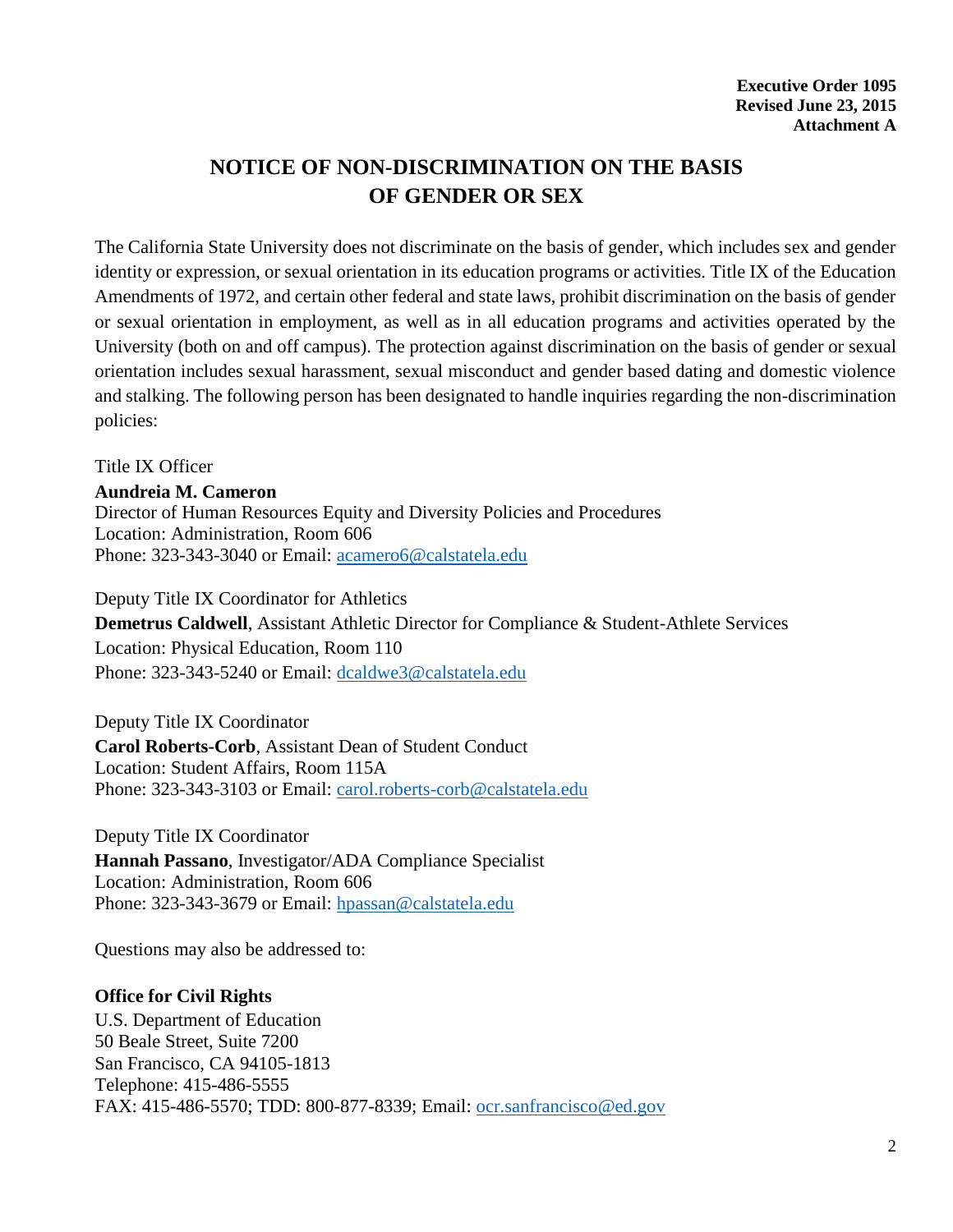**Executive Order 1095**
**Revised June 23, 2015**
**Attachment A**

# NOTICE OF NON-DISCRIMINATION ON THE BASIS OF GENDER OR SEX

The California State University does not discriminate on the basis of gender, which includes sex and gender identity or expression, or sexual orientation in its education programs or activities. Title IX of the Education Amendments of 1972, and certain other federal and state laws, prohibit discrimination on the basis of gender or sexual orientation in employment, as well as in all education programs and activities operated by the University (both on and off campus). The protection against discrimination on the basis of gender or sexual orientation includes sexual harassment, sexual misconduct and gender based dating and domestic violence and stalking. The following person has been designated to handle inquiries regarding the non-discrimination policies:

Title IX Officer
**Aundreia M. Cameron**
Director of Human Resources Equity and Diversity Policies and Procedures
Location: Administration, Room 606
Phone: 323-343-3040 or Email: acamero6@calstatela.edu

Deputy Title IX Coordinator for Athletics
**Demetrus Caldwell**, Assistant Athletic Director for Compliance & Student-Athlete Services
Location: Physical Education, Room 110
Phone: 323-343-5240 or Email: dcaldwe3@calstatela.edu

Deputy Title IX Coordinator
**Carol Roberts-Corb**, Assistant Dean of Student Conduct
Location: Student Affairs, Room 115A
Phone: 323-343-3103 or Email: carol.roberts-corb@calstatela.edu

Deputy Title IX Coordinator
**Hannah Passano**, Investigator/ADA Compliance Specialist
Location: Administration, Room 606
Phone: 323-343-3679 or Email: hpassan@calstatela.edu

Questions may also be addressed to:

**Office for Civil Rights**
U.S. Department of Education
50 Beale Street, Suite 7200
San Francisco, CA 94105-1813
Telephone: 415-486-5555
FAX: 415-486-5570; TDD: 800-877-8339; Email: ocr.sanfrancisco@ed.gov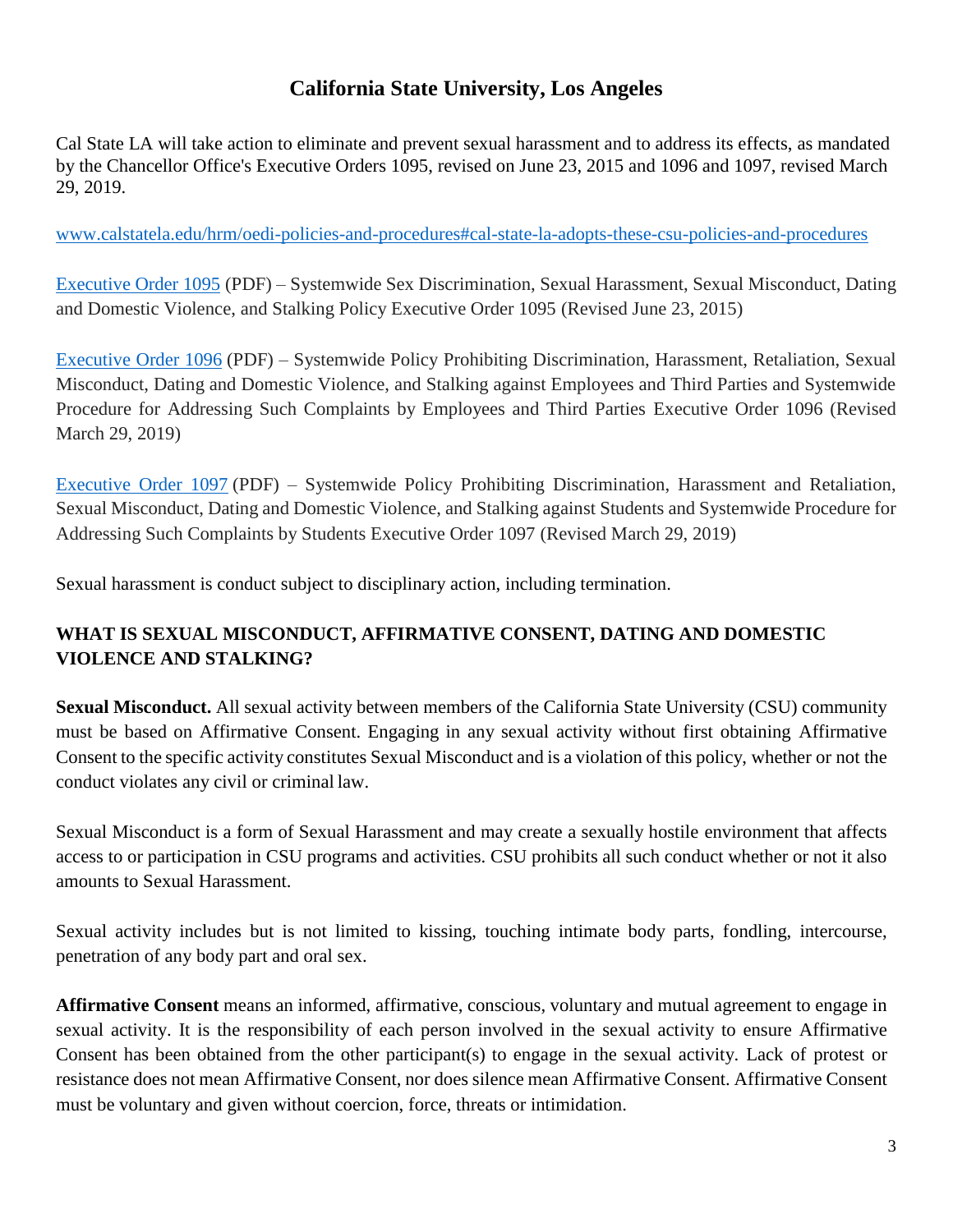# California State University, Los Angeles

Cal State LA will take action to eliminate and prevent sexual harassment and to address its effects, as mandated by the Chancellor Office's Executive Orders 1095, revised on June 23, 2015 and 1096 and 1097, revised March 29, 2019.

[www.calstatela.edu/hrm/oedi-policies-and-procedures#cal-state-la-adopts-these-csu-policies-and-procedures](www.calstatela.edu/hrm/oedi-policies-and-procedures#cal-state-la-adopts-these-csu-policies-and-procedures)

Executive Order 1095 (PDF) – Systemwide Sex Discrimination, Sexual Harassment, Sexual Misconduct, Dating and Domestic Violence, and Stalking Policy Executive Order 1095 (Revised June 23, 2015)

Executive Order 1096 (PDF) – Systemwide Policy Prohibiting Discrimination, Harassment, Retaliation, Sexual Misconduct, Dating and Domestic Violence, and Stalking against Employees and Third Parties and Systemwide Procedure for Addressing Such Complaints by Employees and Third Parties Executive Order 1096 (Revised March 29, 2019)

Executive Order 1097 (PDF) – Systemwide Policy Prohibiting Discrimination, Harassment and Retaliation, Sexual Misconduct, Dating and Domestic Violence, and Stalking against Students and Systemwide Procedure for Addressing Such Complaints by Students Executive Order 1097 (Revised March 29, 2019)

Sexual harassment is conduct subject to disciplinary action, including termination.

## WHAT IS SEXUAL MISCONDUCT, AFFIRMATIVE CONSENT, DATING AND DOMESTIC VIOLENCE AND STALKING?

**Sexual Misconduct.** All sexual activity between members of the California State University (CSU) community must be based on Affirmative Consent. Engaging in any sexual activity without first obtaining Affirmative Consent to the specific activity constitutes Sexual Misconduct and is a violation of this policy, whether or not the conduct violates any civil or criminal law.

Sexual Misconduct is a form of Sexual Harassment and may create a sexually hostile environment that affects access to or participation in CSU programs and activities. CSU prohibits all such conduct whether or not it also amounts to Sexual Harassment.

Sexual activity includes but is not limited to kissing, touching intimate body parts, fondling, intercourse, penetration of any body part and oral sex.

**Affirmative Consent** means an informed, affirmative, conscious, voluntary and mutual agreement to engage in sexual activity. It is the responsibility of each person involved in the sexual activity to ensure Affirmative Consent has been obtained from the other participant(s) to engage in the sexual activity. Lack of protest or resistance does not mean Affirmative Consent, nor does silence mean Affirmative Consent. Affirmative Consent must be voluntary and given without coercion, force, threats or intimidation.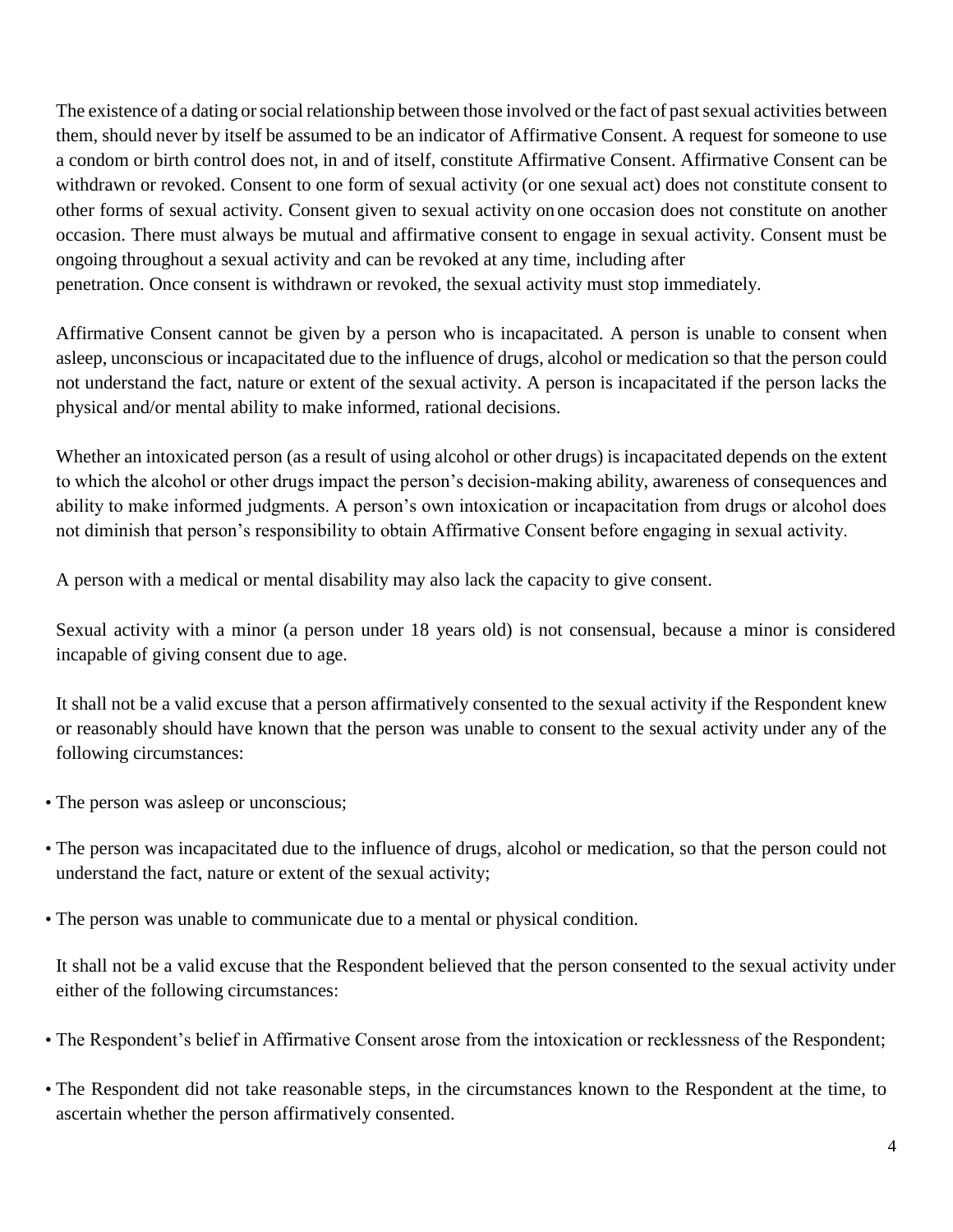The existence of a dating or social relationship between those involved or the fact of past sexual activities between them, should never by itself be assumed to be an indicator of Affirmative Consent. A request for someone to use a condom or birth control does not, in and of itself, constitute Affirmative Consent. Affirmative Consent can be withdrawn or revoked. Consent to one form of sexual activity (or one sexual act) does not constitute consent to other forms of sexual activity. Consent given to sexual activity on one occasion does not constitute on another occasion. There must always be mutual and affirmative consent to engage in sexual activity. Consent must be ongoing throughout a sexual activity and can be revoked at any time, including after penetration. Once consent is withdrawn or revoked, the sexual activity must stop immediately.

Affirmative Consent cannot be given by a person who is incapacitated. A person is unable to consent when asleep, unconscious or incapacitated due to the influence of drugs, alcohol or medication so that the person could not understand the fact, nature or extent of the sexual activity. A person is incapacitated if the person lacks the physical and/or mental ability to make informed, rational decisions.

Whether an intoxicated person (as a result of using alcohol or other drugs) is incapacitated depends on the extent to which the alcohol or other drugs impact the person's decision-making ability, awareness of consequences and ability to make informed judgments. A person's own intoxication or incapacitation from drugs or alcohol does not diminish that person's responsibility to obtain Affirmative Consent before engaging in sexual activity.

A person with a medical or mental disability may also lack the capacity to give consent.

Sexual activity with a minor (a person under 18 years old) is not consensual, because a minor is considered incapable of giving consent due to age.

It shall not be a valid excuse that a person affirmatively consented to the sexual activity if the Respondent knew or reasonably should have known that the person was unable to consent to the sexual activity under any of the following circumstances:

- The person was asleep or unconscious;
- The person was incapacitated due to the influence of drugs, alcohol or medication, so that the person could not understand the fact, nature or extent of the sexual activity;
- The person was unable to communicate due to a mental or physical condition.

It shall not be a valid excuse that the Respondent believed that the person consented to the sexual activity under either of the following circumstances:

- The Respondent's belief in Affirmative Consent arose from the intoxication or recklessness of the Respondent;
- The Respondent did not take reasonable steps, in the circumstances known to the Respondent at the time, to ascertain whether the person affirmatively consented.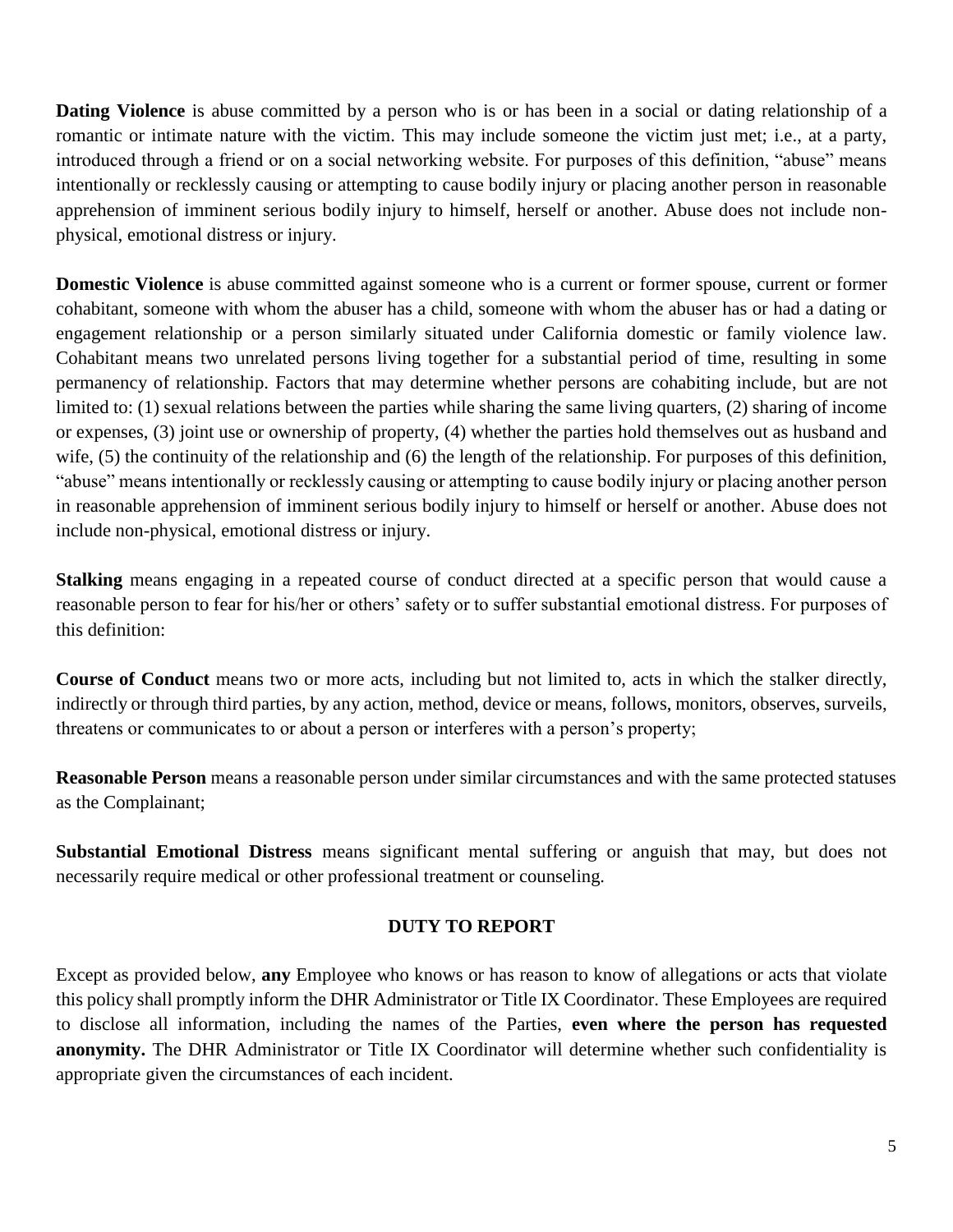**Dating Violence** is abuse committed by a person who is or has been in a social or dating relationship of a romantic or intimate nature with the victim. This may include someone the victim just met; i.e., at a party, introduced through a friend or on a social networking website. For purposes of this definition, "abuse" means intentionally or recklessly causing or attempting to cause bodily injury or placing another person in reasonable apprehension of imminent serious bodily injury to himself, herself or another. Abuse does not include non-physical, emotional distress or injury.

**Domestic Violence** is abuse committed against someone who is a current or former spouse, current or former cohabitant, someone with whom the abuser has a child, someone with whom the abuser has or had a dating or engagement relationship or a person similarly situated under California domestic or family violence law. Cohabitant means two unrelated persons living together for a substantial period of time, resulting in some permanency of relationship. Factors that may determine whether persons are cohabiting include, but are not limited to: (1) sexual relations between the parties while sharing the same living quarters, (2) sharing of income or expenses, (3) joint use or ownership of property, (4) whether the parties hold themselves out as husband and wife, (5) the continuity of the relationship and (6) the length of the relationship. For purposes of this definition, "abuse" means intentionally or recklessly causing or attempting to cause bodily injury or placing another person in reasonable apprehension of imminent serious bodily injury to himself or herself or another. Abuse does not include non-physical, emotional distress or injury.

**Stalking** means engaging in a repeated course of conduct directed at a specific person that would cause a reasonable person to fear for his/her or others' safety or to suffer substantial emotional distress. For purposes of this definition:

**Course of Conduct** means two or more acts, including but not limited to, acts in which the stalker directly, indirectly or through third parties, by any action, method, device or means, follows, monitors, observes, surveils, threatens or communicates to or about a person or interferes with a person's property;

**Reasonable Person** means a reasonable person under similar circumstances and with the same protected statuses as the Complainant;

**Substantial Emotional Distress** means significant mental suffering or anguish that may, but does not necessarily require medical or other professional treatment or counseling.

## DUTY TO REPORT

Except as provided below, **any** Employee who knows or has reason to know of allegations or acts that violate this policy shall promptly inform the DHR Administrator or Title IX Coordinator. These Employees are required to disclose all information, including the names of the Parties, **even where the person has requested anonymity.** The DHR Administrator or Title IX Coordinator will determine whether such confidentiality is appropriate given the circumstances of each incident.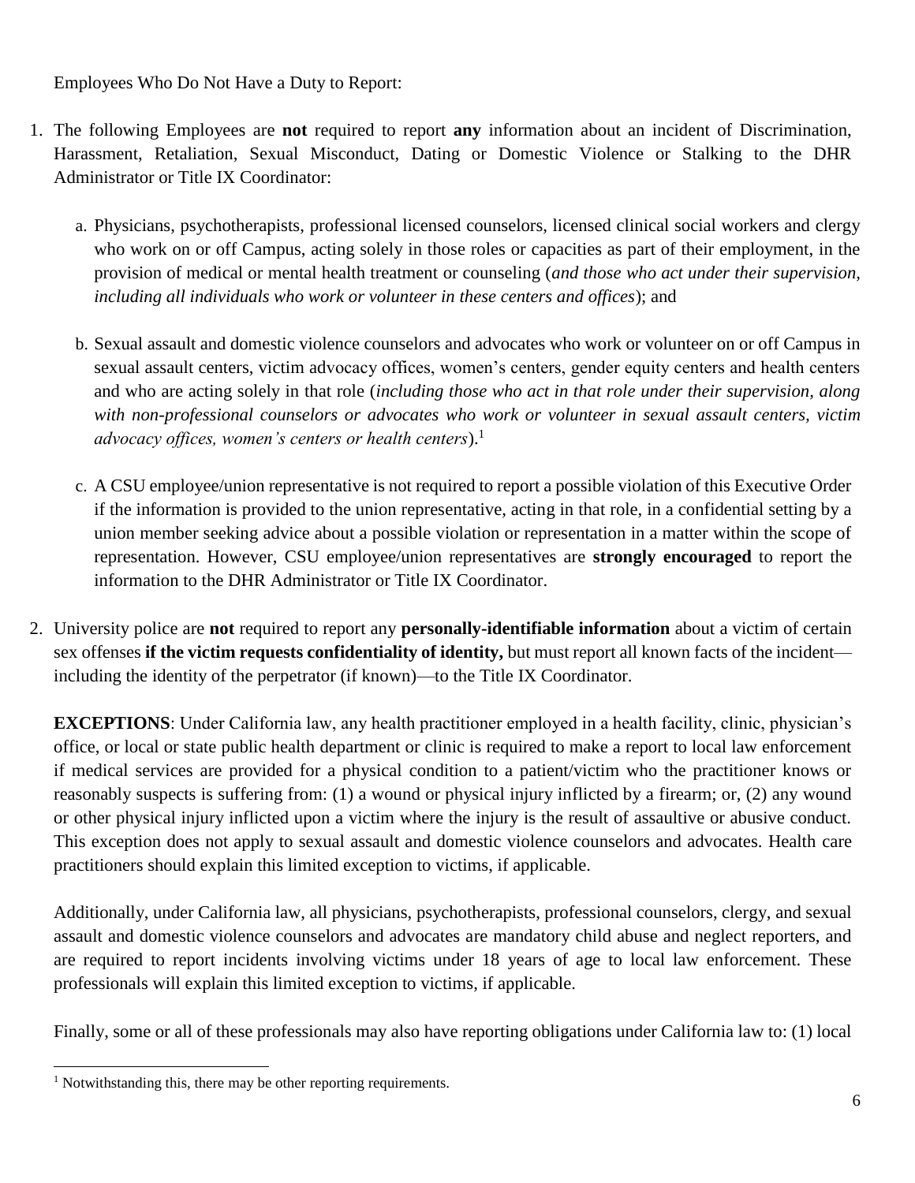Employees Who Do Not Have a Duty to Report:

1. The following Employees are **not** required to report **any** information about an incident of Discrimination, Harassment, Retaliation, Sexual Misconduct, Dating or Domestic Violence or Stalking to the DHR Administrator or Title IX Coordinator:

   a. Physicians, psychotherapists, professional licensed counselors, licensed clinical social workers and clergy who work on or off Campus, acting solely in those roles or capacities as part of their employment, in the provision of medical or mental health treatment or counseling (*and those who act under their supervision, including all individuals who work or volunteer in these centers and offices*); and

   b. Sexual assault and domestic violence counselors and advocates who work or volunteer on or off Campus in sexual assault centers, victim advocacy offices, women's centers, gender equity centers and health centers and who are acting solely in that role (*including those who act in that role under their supervision, along with non-professional counselors or advocates who work or volunteer in sexual assault centers, victim advocacy offices, women's centers or health centers*).[1]

   c. A CSU employee/union representative is not required to report a possible violation of this Executive Order if the information is provided to the union representative, acting in that role, in a confidential setting by a union member seeking advice about a possible violation or representation in a matter within the scope of representation. However, CSU employee/union representatives are **strongly encouraged** to report the information to the DHR Administrator or Title IX Coordinator.

2. University police are **not** required to report any **personally-identifiable information** about a victim of certain sex offenses **if the victim requests confidentiality of identity,** but must report all known facts of the incident—including the identity of the perpetrator (if known)—to the Title IX Coordinator.

   **EXCEPTIONS**: Under California law, any health practitioner employed in a health facility, clinic, physician's office, or local or state public health department or clinic is required to make a report to local law enforcement if medical services are provided for a physical condition to a patient/victim who the practitioner knows or reasonably suspects is suffering from: (1) a wound or physical injury inflicted by a firearm; or, (2) any wound or other physical injury inflicted upon a victim where the injury is the result of assaultive or abusive conduct. This exception does not apply to sexual assault and domestic violence counselors and advocates. Health care practitioners should explain this limited exception to victims, if applicable.

   Additionally, under California law, all physicians, psychotherapists, professional counselors, clergy, and sexual assault and domestic violence counselors and advocates are mandatory child abuse and neglect reporters, and are required to report incidents involving victims under 18 years of age to local law enforcement. These professionals will explain this limited exception to victims, if applicable.

   Finally, some or all of these professionals may also have reporting obligations under California law to: (1) local

[1] Notwithstanding this, there may be other reporting requirements.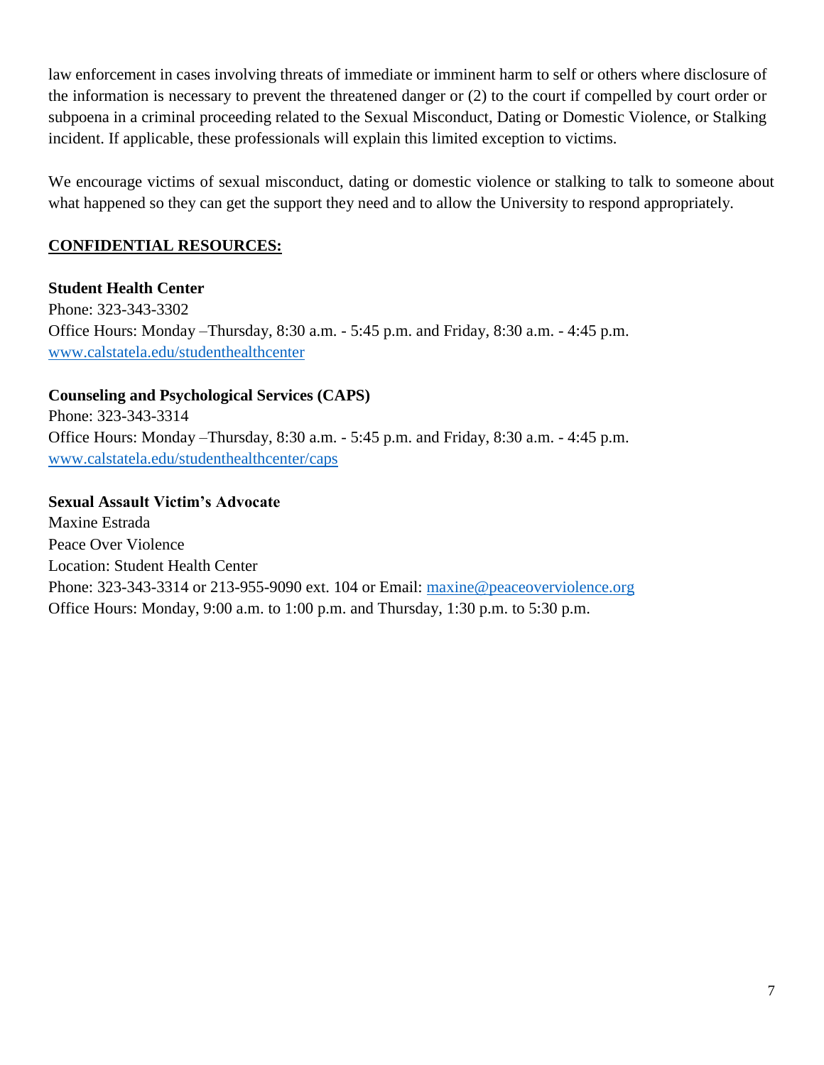law enforcement in cases involving threats of immediate or imminent harm to self or others where disclosure of the information is necessary to prevent the threatened danger or (2) to the court if compelled by court order or subpoena in a criminal proceeding related to the Sexual Misconduct, Dating or Domestic Violence, or Stalking incident. If applicable, these professionals will explain this limited exception to victims.

We encourage victims of sexual misconduct, dating or domestic violence or stalking to talk to someone about what happened so they can get the support they need and to allow the University to respond appropriately.

## CONFIDENTIAL RESOURCES:

**Student Health Center**
Phone: 323-343-3302
Office Hours: Monday –Thursday, 8:30 a.m. - 5:45 p.m. and Friday, 8:30 a.m. - 4:45 p.m.
[www.calstatela.edu/studenthealthcenter](http://www.calstatela.edu/studenthealthcenter)

**Counseling and Psychological Services (CAPS)**
Phone: 323-343-3314
Office Hours: Monday –Thursday, 8:30 a.m. - 5:45 p.m. and Friday, 8:30 a.m. - 4:45 p.m.
[www.calstatela.edu/studenthealthcenter/caps](http://www.calstatela.edu/studenthealthcenter/caps)

**Sexual Assault Victim's Advocate**
Maxine Estrada
Peace Over Violence
Location: Student Health Center
Phone: 323-343-3314 or 213-955-9090 ext. 104 or Email: [maxine@peaceoverviolence.org](mailto:maxine@peaceoverviolence.org)
Office Hours: Monday, 9:00 a.m. to 1:00 p.m. and Thursday, 1:30 p.m. to 5:30 p.m.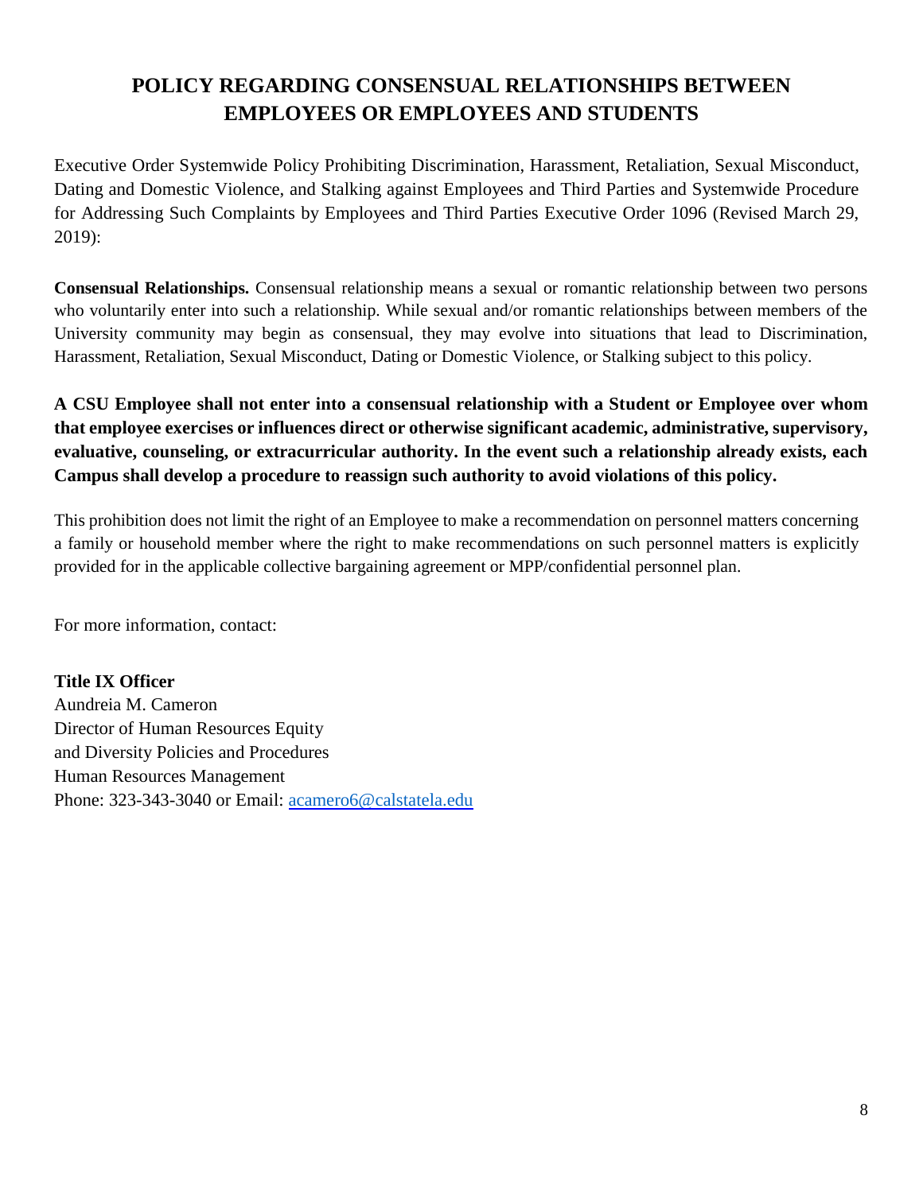# POLICY REGARDING CONSENSUAL RELATIONSHIPS BETWEEN EMPLOYEES OR EMPLOYEES AND STUDENTS

Executive Order Systemwide Policy Prohibiting Discrimination, Harassment, Retaliation, Sexual Misconduct, Dating and Domestic Violence, and Stalking against Employees and Third Parties and Systemwide Procedure for Addressing Such Complaints by Employees and Third Parties Executive Order 1096 (Revised March 29, 2019):

**Consensual Relationships.** Consensual relationship means a sexual or romantic relationship between two persons who voluntarily enter into such a relationship. While sexual and/or romantic relationships between members of the University community may begin as consensual, they may evolve into situations that lead to Discrimination, Harassment, Retaliation, Sexual Misconduct, Dating or Domestic Violence, or Stalking subject to this policy.

**A CSU Employee shall not enter into a consensual relationship with a Student or Employee over whom that employee exercises or influences direct or otherwise significant academic, administrative, supervisory, evaluative, counseling, or extracurricular authority. In the event such a relationship already exists, each Campus shall develop a procedure to reassign such authority to avoid violations of this policy.**

This prohibition does not limit the right of an Employee to make a recommendation on personnel matters concerning a family or household member where the right to make recommendations on such personnel matters is explicitly provided for in the applicable collective bargaining agreement or MPP/confidential personnel plan.

For more information, contact:

**Title IX Officer**
Aundreia M. Cameron
Director of Human Resources Equity
and Diversity Policies and Procedures
Human Resources Management
Phone: 323-343-3040 or Email: acamero6@calstatela.edu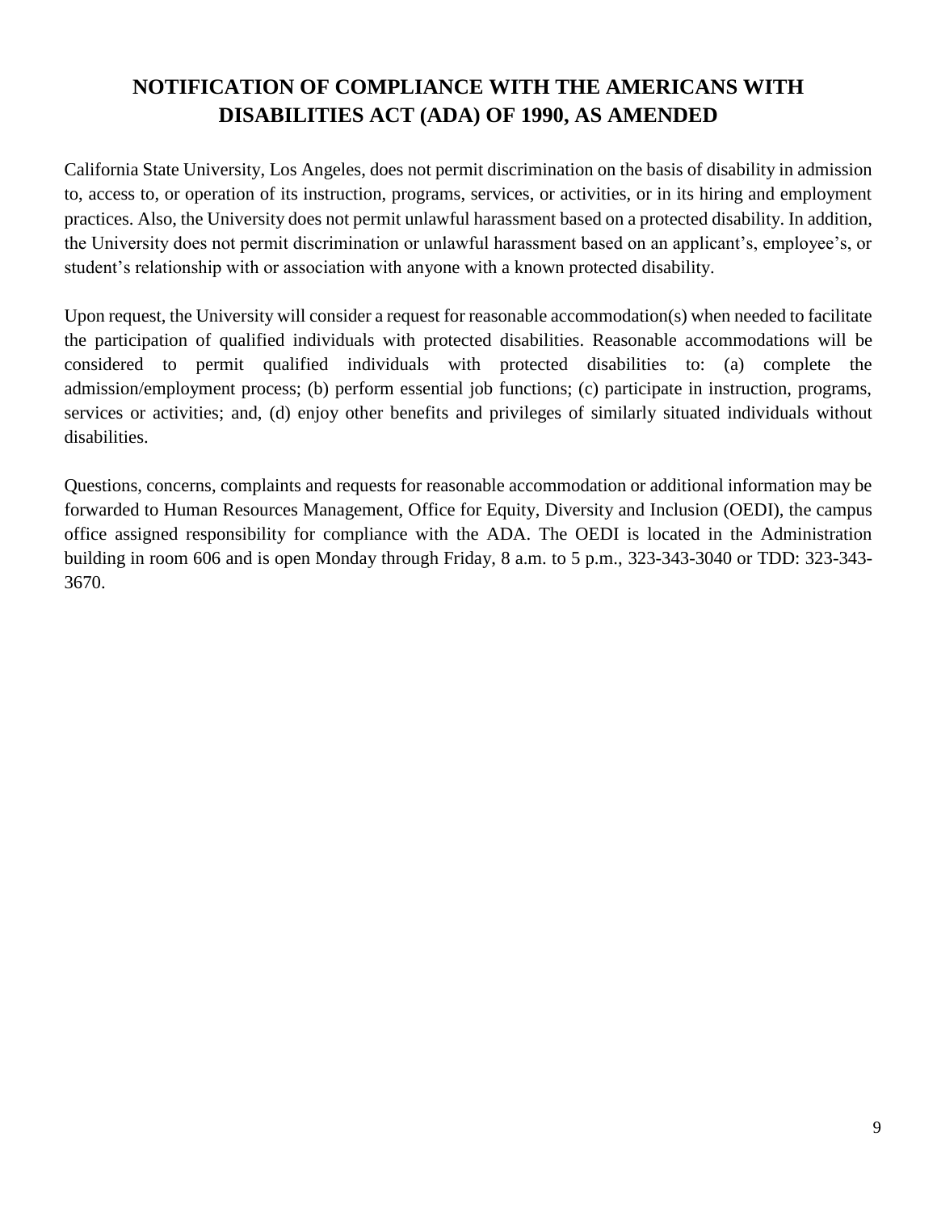# NOTIFICATION OF COMPLIANCE WITH THE AMERICANS WITH DISABILITIES ACT (ADA) OF 1990, AS AMENDED

California State University, Los Angeles, does not permit discrimination on the basis of disability in admission to, access to, or operation of its instruction, programs, services, or activities, or in its hiring and employment practices. Also, the University does not permit unlawful harassment based on a protected disability. In addition, the University does not permit discrimination or unlawful harassment based on an applicant's, employee's, or student's relationship with or association with anyone with a known protected disability.

Upon request, the University will consider a request for reasonable accommodation(s) when needed to facilitate the participation of qualified individuals with protected disabilities. Reasonable accommodations will be considered to permit qualified individuals with protected disabilities to: (a) complete the admission/employment process; (b) perform essential job functions; (c) participate in instruction, programs, services or activities; and, (d) enjoy other benefits and privileges of similarly situated individuals without disabilities.

Questions, concerns, complaints and requests for reasonable accommodation or additional information may be forwarded to Human Resources Management, Office for Equity, Diversity and Inclusion (OEDI), the campus office assigned responsibility for compliance with the ADA. The OEDI is located in the Administration building in room 606 and is open Monday through Friday, 8 a.m. to 5 p.m., 323-343-3040 or TDD: 323-343-3670.